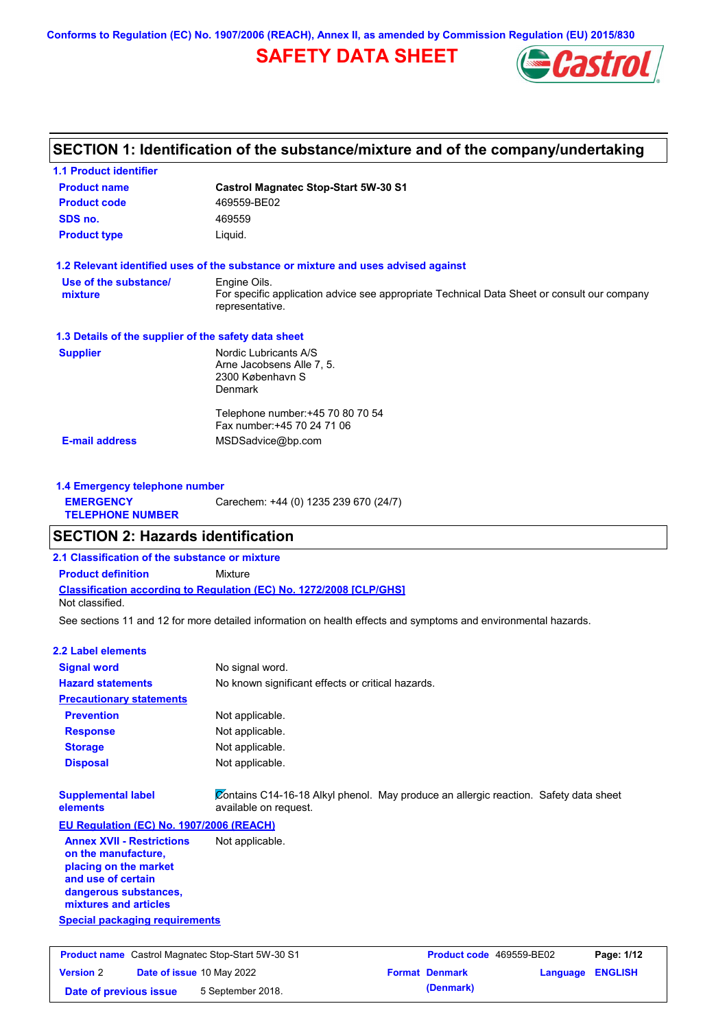Conforms to Regulation (EC) No. 1907/2006 (REACH), Annex II, as amended by Commission Regulation (EU) 2015/830

# SAFETY DATA SHEET

## SECTION 1: Identification of the substance/mixture and of the company/undertaking

### 1.1 Product identifier

| | |
|---|---|
| **Product name** | **Castrol Magnatec Stop-Start 5W-30 S1** |
| **Product code** | 469559-BE02 |
| **SDS no.** | 469559 |
| **Product type** | Liquid. |

### 1.2 Relevant identified uses of the substance or mixture and uses advised against

**Use of the substance/ mixture**: Engine Oils.
For specific application advice see appropriate Technical Data Sheet or consult our company representative.

### 1.3 Details of the supplier of the safety data sheet

**Supplier**
Nordic Lubricants A/S
Arne Jacobsens Alle 7, 5.
2300 København S
Denmark

Telephone number:+45 70 80 70 54
Fax number:+45 70 24 71 06

**E-mail address**: MSDSadvice@bp.com

### 1.4 Emergency telephone number

**EMERGENCY TELEPHONE NUMBER**: Carechem: +44 (0) 1235 239 670 (24/7)

## SECTION 2: Hazards identification

### 2.1 Classification of the substance or mixture

**Product definition**: Mixture

**Classification according to Regulation (EC) No. 1272/2008 [CLP/GHS]**
Not classified.

See sections 11 and 12 for more detailed information on health effects and symptoms and environmental hazards.

### 2.2 Label elements

| | |
|---|---|
| **Signal word** | No signal word. |
| **Hazard statements** | No known significant effects or critical hazards. |

**Precautionary statements**

| | |
|---|---|
| **Prevention** | Not applicable. |
| **Response** | Not applicable. |
| **Storage** | Not applicable. |
| **Disposal** | Not applicable. |

**Supplemental label elements**: Contains C14-16-18 Alkyl phenol. May produce an allergic reaction. Safety data sheet available on request.

**EU Regulation (EC) No. 1907/2006 (REACH)**

**Annex XVII - Restrictions on the manufacture, placing on the market and use of certain dangerous substances, mixtures and articles**: Not applicable.

**Special packaging requirements**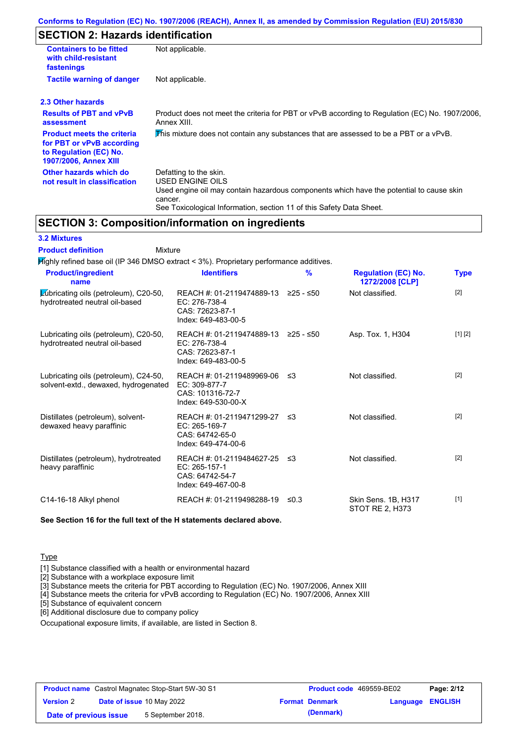## SECTION 2: Hazards identification

| | |
|---|---|
| **Containers to be fitted with child-resistant fastenings** | Not applicable. |
| **Tactile warning of danger** | Not applicable. |

### 2.3 Other hazards

| | |
|---|---|
| **Results of PBT and vPvB assessment** | Product does not meet the criteria for PBT or vPvB according to Regulation (EC) No. 1907/2006, Annex XIII. |
| **Product meets the criteria for PBT or vPvB according to Regulation (EC) No. 1907/2006, Annex XIII** | This mixture does not contain any substances that are assessed to be a PBT or a vPvB. |
| **Other hazards which do not result in classification** | Defatting to the skin.<br>USED ENGINE OILS<br>Used engine oil may contain hazardous components which have the potential to cause skin cancer.<br>See Toxicological Information, section 11 of this Safety Data Sheet. |

## SECTION 3: Composition/information on ingredients

### 3.2 Mixtures

**Product definition** Mixture

Highly refined base oil (IP 346 DMSO extract < 3%). Proprietary performance additives.

| Product/ingredient name | Identifiers | % | Regulation (EC) No. 1272/2008 [CLP] | Type |
|---|---|---|---|---|
| Lubricating oils (petroleum), C20-50, hydrotreated neutral oil-based | REACH #: 01-2119474889-13<br>EC: 276-738-4<br>CAS: 72623-87-1<br>Index: 649-483-00-5 | ≥25 - ≤50 | Not classified. | [2] |
| Lubricating oils (petroleum), C20-50, hydrotreated neutral oil-based | REACH #: 01-2119474889-13<br>EC: 276-738-4<br>CAS: 72623-87-1<br>Index: 649-483-00-5 | ≥25 - ≤50 | Asp. Tox. 1, H304 | [1] [2] |
| Lubricating oils (petroleum), C24-50, solvent-extd., dewaxed, hydrogenated | REACH #: 01-2119489969-06<br>EC: 309-877-7<br>CAS: 101316-72-7<br>Index: 649-530-00-X | ≤3 | Not classified. | [2] |
| Distillates (petroleum), solvent-dewaxed heavy paraffinic | REACH #: 01-2119471299-27<br>EC: 265-169-7<br>CAS: 64742-65-0<br>Index: 649-474-00-6 | ≤3 | Not classified. | [2] |
| Distillates (petroleum), hydrotreated heavy paraffinic | REACH #: 01-2119484627-25<br>EC: 265-157-1<br>CAS: 64742-54-7<br>Index: 649-467-00-8 | ≤3 | Not classified. | [2] |
| C14-16-18 Alkyl phenol | REACH #: 01-2119498288-19 | ≤0.3 | Skin Sens. 1B, H317<br>STOT RE 2, H373 | [1] |

**See Section 16 for the full text of the H statements declared above.**

Type

[1] Substance classified with a health or environmental hazard
[2] Substance with a workplace exposure limit
[3] Substance meets the criteria for PBT according to Regulation (EC) No. 1907/2006, Annex XIII
[4] Substance meets the criteria for vPvB according to Regulation (EC) No. 1907/2006, Annex XIII
[5] Substance of equivalent concern
[6] Additional disclosure due to company policy

Occupational exposure limits, if available, are listed in Section 8.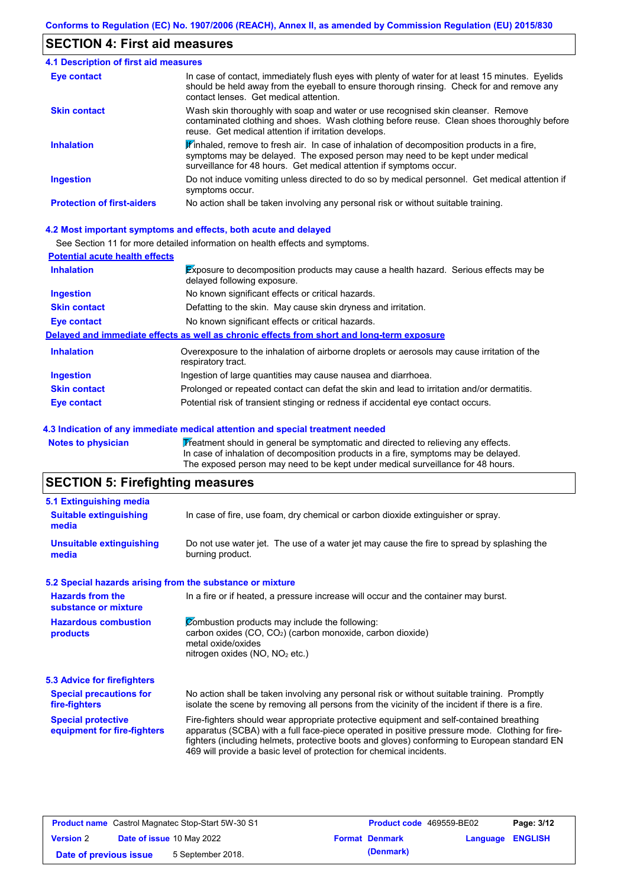## SECTION 4: First aid measures

### 4.1 Description of first aid measures

| | |
|---|---|
| **Eye contact** | In case of contact, immediately flush eyes with plenty of water for at least 15 minutes. Eyelids should be held away from the eyeball to ensure thorough rinsing. Check for and remove any contact lenses. Get medical attention. |
| **Skin contact** | Wash skin thoroughly with soap and water or use recognised skin cleanser. Remove contaminated clothing and shoes. Wash clothing before reuse. Clean shoes thoroughly before reuse. Get medical attention if irritation develops. |
| **Inhalation** | If inhaled, remove to fresh air. In case of inhalation of decomposition products in a fire, symptoms may be delayed. The exposed person may need to be kept under medical surveillance for 48 hours. Get medical attention if symptoms occur. |
| **Ingestion** | Do not induce vomiting unless directed to do so by medical personnel. Get medical attention if symptoms occur. |
| **Protection of first-aiders** | No action shall be taken involving any personal risk or without suitable training. |

### 4.2 Most important symptoms and effects, both acute and delayed

See Section 11 for more detailed information on health effects and symptoms.

**Potential acute health effects**

| | |
|---|---|
| **Inhalation** | Exposure to decomposition products may cause a health hazard. Serious effects may be delayed following exposure. |
| **Ingestion** | No known significant effects or critical hazards. |
| **Skin contact** | Defatting to the skin. May cause skin dryness and irritation. |
| **Eye contact** | No known significant effects or critical hazards. |

**Delayed and immediate effects as well as chronic effects from short and long-term exposure**

| | |
|---|---|
| **Inhalation** | Overexposure to the inhalation of airborne droplets or aerosols may cause irritation of the respiratory tract. |
| **Ingestion** | Ingestion of large quantities may cause nausea and diarrhoea. |
| **Skin contact** | Prolonged or repeated contact can defat the skin and lead to irritation and/or dermatitis. |
| **Eye contact** | Potential risk of transient stinging or redness if accidental eye contact occurs. |

### 4.3 Indication of any immediate medical attention and special treatment needed

| | |
|---|---|
| **Notes to physician** | Treatment should in general be symptomatic and directed to relieving any effects. In case of inhalation of decomposition products in a fire, symptoms may be delayed. The exposed person may need to be kept under medical surveillance for 48 hours. |

## SECTION 5: Firefighting measures

### 5.1 Extinguishing media

| | |
|---|---|
| **Suitable extinguishing media** | In case of fire, use foam, dry chemical or carbon dioxide extinguisher or spray. |
| **Unsuitable extinguishing media** | Do not use water jet. The use of a water jet may cause the fire to spread by splashing the burning product. |

### 5.2 Special hazards arising from the substance or mixture

| | |
|---|---|
| **Hazards from the substance or mixture** | In a fire or if heated, a pressure increase will occur and the container may burst. |
| **Hazardous combustion products** | Combustion products may include the following:<br>carbon oxides ($CO$, $CO_2$) (carbon monoxide, carbon dioxide)<br>metal oxide/oxides<br>nitrogen oxides ($NO$, $NO_2$ etc.) |

### 5.3 Advice for firefighters

| | |
|---|---|
| **Special precautions for fire-fighters** | No action shall be taken involving any personal risk or without suitable training. Promptly isolate the scene by removing all persons from the vicinity of the incident if there is a fire. |
| **Special protective equipment for fire-fighters** | Fire-fighters should wear appropriate protective equipment and self-contained breathing apparatus (SCBA) with a full face-piece operated in positive pressure mode. Clothing for fire-fighters (including helmets, protective boots and gloves) conforming to European standard EN 469 will provide a basic level of protection for chemical incidents. |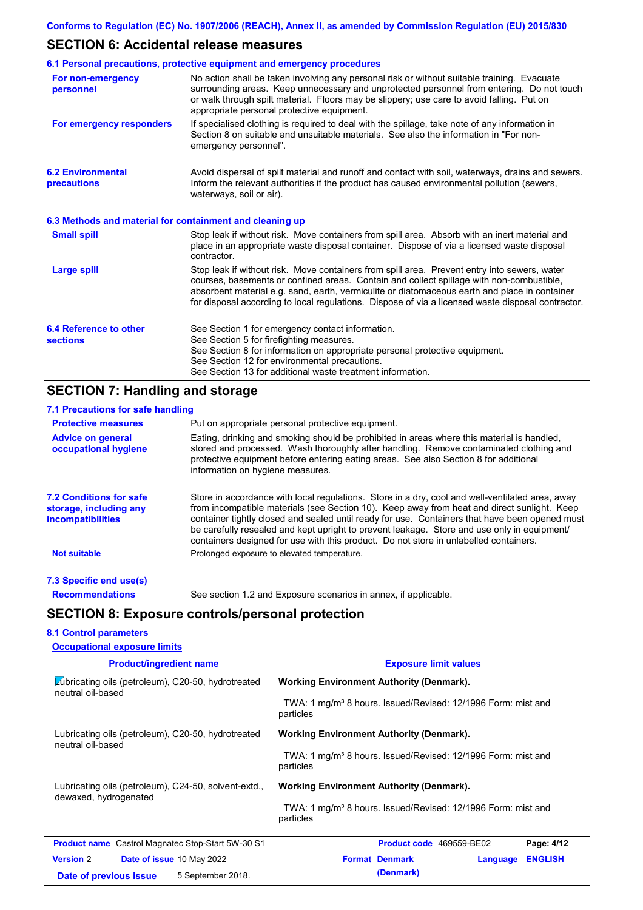Conforms to Regulation (EC) No. 1907/2006 (REACH), Annex II, as amended by Commission Regulation (EU) 2015/830

## SECTION 6: Accidental release measures

### 6.1 Personal precautions, protective equipment and emergency procedures

**For non-emergency personnel**

No action shall be taken involving any personal risk or without suitable training. Evacuate surrounding areas. Keep unnecessary and unprotected personnel from entering. Do not touch or walk through spilt material. Floors may be slippery; use care to avoid falling. Put on appropriate personal protective equipment.

**For emergency responders**

If specialised clothing is required to deal with the spillage, take note of any information in Section 8 on suitable and unsuitable materials. See also the information in "For non-emergency personnel".

### 6.2 Environmental precautions

Avoid dispersal of spilt material and runoff and contact with soil, waterways, drains and sewers. Inform the relevant authorities if the product has caused environmental pollution (sewers, waterways, soil or air).

### 6.3 Methods and material for containment and cleaning up

**Small spill**

Stop leak if without risk. Move containers from spill area. Absorb with an inert material and place in an appropriate waste disposal container. Dispose of via a licensed waste disposal contractor.

**Large spill**

Stop leak if without risk. Move containers from spill area. Prevent entry into sewers, water courses, basements or confined areas. Contain and collect spillage with non-combustible, absorbent material e.g. sand, earth, vermiculite or diatomaceous earth and place in container for disposal according to local regulations. Dispose of via a licensed waste disposal contractor.

### 6.4 Reference to other sections

See Section 1 for emergency contact information.
See Section 5 for firefighting measures.
See Section 8 for information on appropriate personal protective equipment.
See Section 12 for environmental precautions.
See Section 13 for additional waste treatment information.

## SECTION 7: Handling and storage

### 7.1 Precautions for safe handling

**Protective measures**

Put on appropriate personal protective equipment.

**Advice on general occupational hygiene**

Eating, drinking and smoking should be prohibited in areas where this material is handled, stored and processed. Wash thoroughly after handling. Remove contaminated clothing and protective equipment before entering eating areas. See also Section 8 for additional information on hygiene measures.

### 7.2 Conditions for safe storage, including any incompatibilities

Store in accordance with local regulations. Store in a dry, cool and well-ventilated area, away from incompatible materials (see Section 10). Keep away from heat and direct sunlight. Keep container tightly closed and sealed until ready for use. Containers that have been opened must be carefully resealed and kept upright to prevent leakage. Store and use only in equipment/ containers designed for use with this product. Do not store in unlabelled containers.

**Not suitable**

Prolonged exposure to elevated temperature.

### 7.3 Specific end use(s)

**Recommendations**

See section 1.2 and Exposure scenarios in annex, if applicable.

## SECTION 8: Exposure controls/personal protection

### 8.1 Control parameters

**Occupational exposure limits**

| Product/ingredient name | Exposure limit values |
|---|---|
| Lubricating oils (petroleum), C20-50, hydrotreated neutral oil-based | **Working Environment Authority (Denmark).** TWA: 1 mg/m³ 8 hours. Issued/Revised: 12/1996 Form: mist and particles |
| Lubricating oils (petroleum), C20-50, hydrotreated neutral oil-based | **Working Environment Authority (Denmark).** TWA: 1 mg/m³ 8 hours. Issued/Revised: 12/1996 Form: mist and particles |
| Lubricating oils (petroleum), C24-50, solvent-extd., dewaxed, hydrogenated | **Working Environment Authority (Denmark).** TWA: 1 mg/m³ 8 hours. Issued/Revised: 12/1996 Form: mist and particles |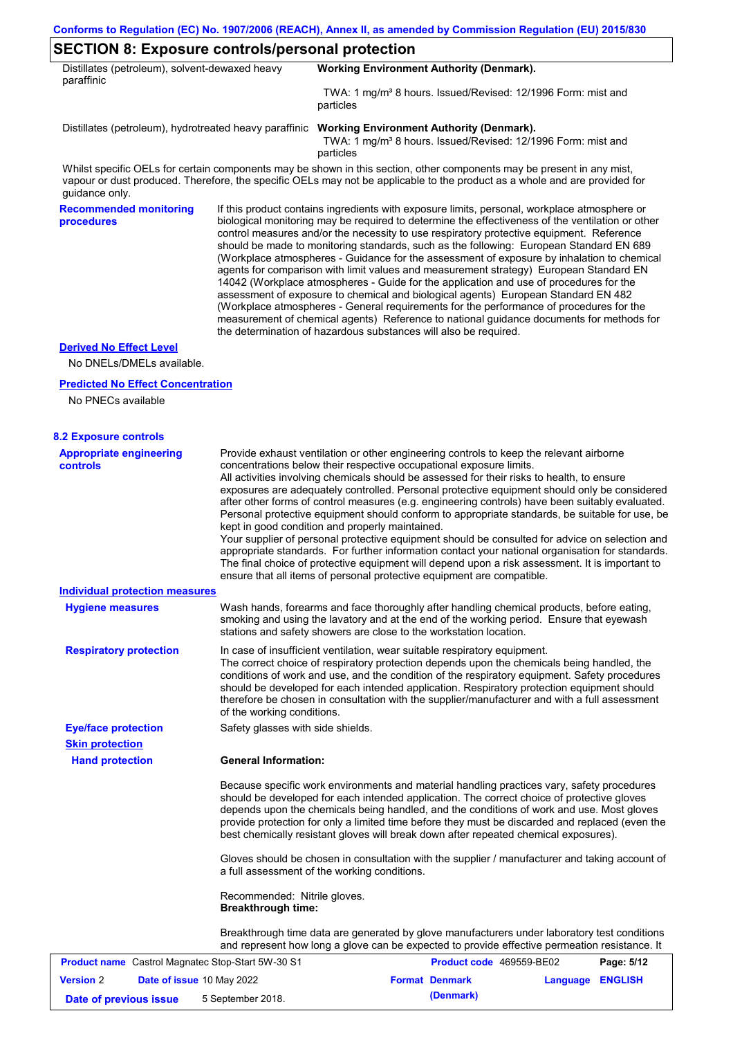## SECTION 8: Exposure controls/personal protection

| | |
|---|---|
| Distillates (petroleum), solvent-dewaxed heavy paraffinic | **Working Environment Authority (Denmark).** TWA: 1 mg/m³ 8 hours. Issued/Revised: 12/1996 Form: mist and particles |
| Distillates (petroleum), hydrotreated heavy paraffinic | **Working Environment Authority (Denmark).** TWA: 1 mg/m³ 8 hours. Issued/Revised: 12/1996 Form: mist and particles |

Whilst specific OELs for certain components may be shown in this section, other components may be present in any mist, vapour or dust produced. Therefore, the specific OELs may not be applicable to the product as a whole and are provided for guidance only.

**Recommended monitoring procedures**

If this product contains ingredients with exposure limits, personal, workplace atmosphere or biological monitoring may be required to determine the effectiveness of the ventilation or other control measures and/or the necessity to use respiratory protective equipment. Reference should be made to monitoring standards, such as the following: European Standard EN 689 (Workplace atmospheres - Guidance for the assessment of exposure by inhalation to chemical agents for comparison with limit values and measurement strategy) European Standard EN 14042 (Workplace atmospheres - Guide for the application and use of procedures for the assessment of exposure to chemical and biological agents) European Standard EN 482 (Workplace atmospheres - General requirements for the performance of procedures for the measurement of chemical agents) Reference to national guidance documents for methods for the determination of hazardous substances will also be required.

**Derived No Effect Level**

No DNELs/DMELs available.

**Predicted No Effect Concentration**

No PNECs available

### 8.2 Exposure controls

**Appropriate engineering controls**

Provide exhaust ventilation or other engineering controls to keep the relevant airborne concentrations below their respective occupational exposure limits.
All activities involving chemicals should be assessed for their risks to health, to ensure exposures are adequately controlled. Personal protective equipment should only be considered after other forms of control measures (e.g. engineering controls) have been suitably evaluated. Personal protective equipment should conform to appropriate standards, be suitable for use, be kept in good condition and properly maintained.
Your supplier of personal protective equipment should be consulted for advice on selection and appropriate standards. For further information contact your national organisation for standards.
The final choice of protective equipment will depend upon a risk assessment. It is important to ensure that all items of personal protective equipment are compatible.

**Individual protection measures**

**Hygiene measures**

Wash hands, forearms and face thoroughly after handling chemical products, before eating, smoking and using the lavatory and at the end of the working period. Ensure that eyewash stations and safety showers are close to the workstation location.

**Respiratory protection**

In case of insufficient ventilation, wear suitable respiratory equipment.
The correct choice of respiratory protection depends upon the chemicals being handled, the conditions of work and use, and the condition of the respiratory equipment. Safety procedures should be developed for each intended application. Respiratory protection equipment should therefore be chosen in consultation with the supplier/manufacturer and with a full assessment of the working conditions.

**Eye/face protection**

Safety glasses with side shields.

**Skin protection**

**Hand protection**

**General Information:**

Because specific work environments and material handling practices vary, safety procedures should be developed for each intended application. The correct choice of protective gloves depends upon the chemicals being handled, and the conditions of work and use. Most gloves provide protection for only a limited time before they must be discarded and replaced (even the best chemically resistant gloves will break down after repeated chemical exposures).

Gloves should be chosen in consultation with the supplier / manufacturer and taking account of a full assessment of the working conditions.

Recommended: Nitrile gloves.
**Breakthrough time:**

Breakthrough time data are generated by glove manufacturers under laboratory test conditions and represent how long a glove can be expected to provide effective permeation resistance. It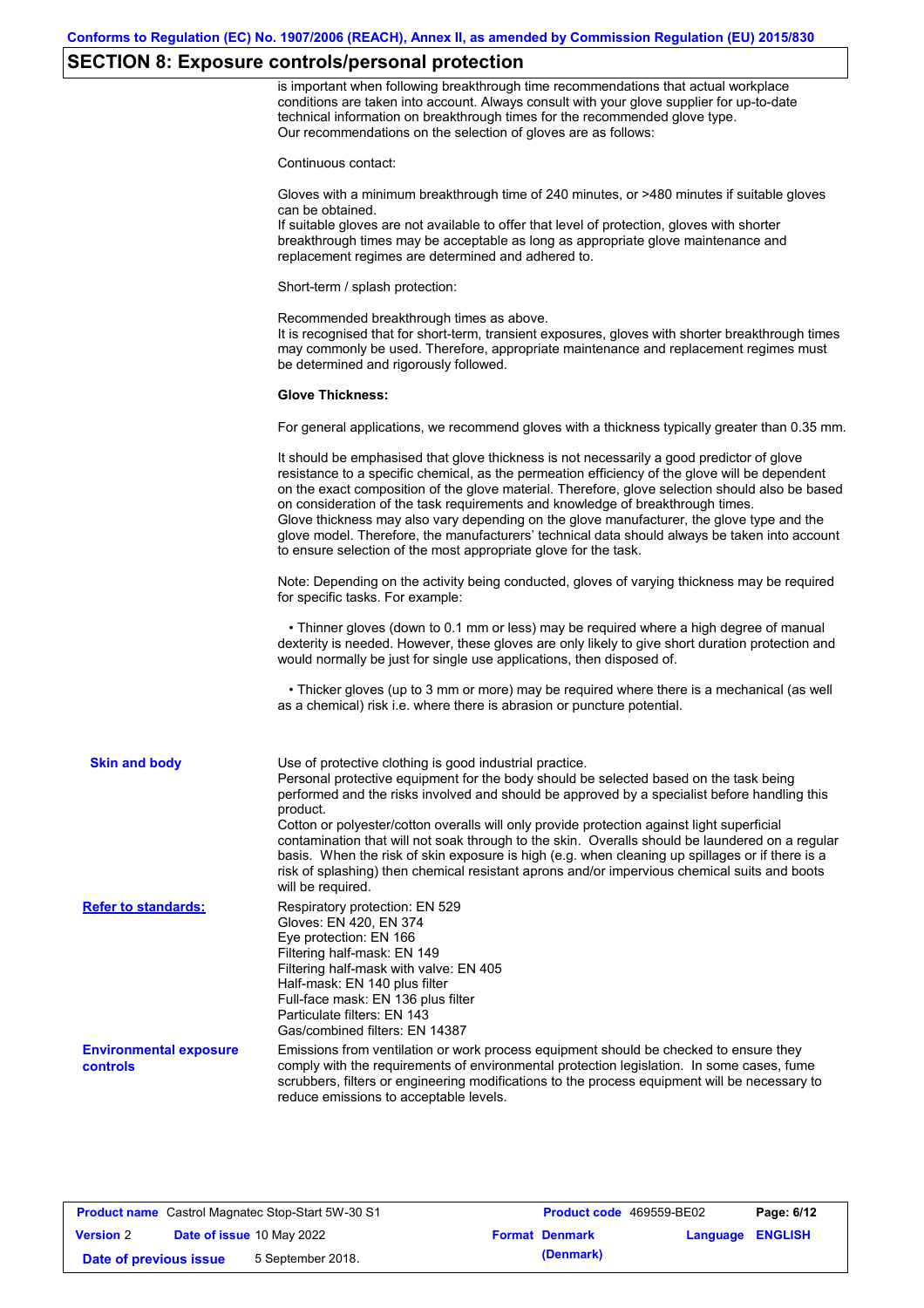## SECTION 8: Exposure controls/personal protection

is important when following breakthrough time recommendations that actual workplace conditions are taken into account. Always consult with your glove supplier for up-to-date technical information on breakthrough times for the recommended glove type.
Our recommendations on the selection of gloves are as follows:

Continuous contact:

Gloves with a minimum breakthrough time of 240 minutes, or >480 minutes if suitable gloves can be obtained.
If suitable gloves are not available to offer that level of protection, gloves with shorter breakthrough times may be acceptable as long as appropriate glove maintenance and replacement regimes are determined and adhered to.

Short-term / splash protection:

Recommended breakthrough times as above.
It is recognised that for short-term, transient exposures, gloves with shorter breakthrough times may commonly be used. Therefore, appropriate maintenance and replacement regimes must be determined and rigorously followed.

**Glove Thickness:**

For general applications, we recommend gloves with a thickness typically greater than 0.35 mm.

It should be emphasised that glove thickness is not necessarily a good predictor of glove resistance to a specific chemical, as the permeation efficiency of the glove will be dependent on the exact composition of the glove material. Therefore, glove selection should also be based on consideration of the task requirements and knowledge of breakthrough times.
Glove thickness may also vary depending on the glove manufacturer, the glove type and the glove model. Therefore, the manufacturers' technical data should always be taken into account to ensure selection of the most appropriate glove for the task.

Note: Depending on the activity being conducted, gloves of varying thickness may be required for specific tasks. For example:

- Thinner gloves (down to 0.1 mm or less) may be required where a high degree of manual dexterity is needed. However, these gloves are only likely to give short duration protection and would normally be just for single use applications, then disposed of.

- Thicker gloves (up to 3 mm or more) may be required where there is a mechanical (as well as a chemical) risk i.e. where there is abrasion or puncture potential.

**Skin and body**

Use of protective clothing is good industrial practice.
Personal protective equipment for the body should be selected based on the task being performed and the risks involved and should be approved by a specialist before handling this product.
Cotton or polyester/cotton overalls will only provide protection against light superficial contamination that will not soak through to the skin. Overalls should be laundered on a regular basis. When the risk of skin exposure is high (e.g. when cleaning up spillages or if there is a risk of splashing) then chemical resistant aprons and/or impervious chemical suits and boots will be required.

**Refer to standards:**

Respiratory protection: EN 529
Gloves: EN 420, EN 374
Eye protection: EN 166
Filtering half-mask: EN 149
Filtering half-mask with valve: EN 405
Half-mask: EN 140 plus filter
Full-face mask: EN 136 plus filter
Particulate filters: EN 143
Gas/combined filters: EN 14387

**Environmental exposure controls**

Emissions from ventilation or work process equipment should be checked to ensure they comply with the requirements of environmental protection legislation. In some cases, fume scrubbers, filters or engineering modifications to the process equipment will be necessary to reduce emissions to acceptable levels.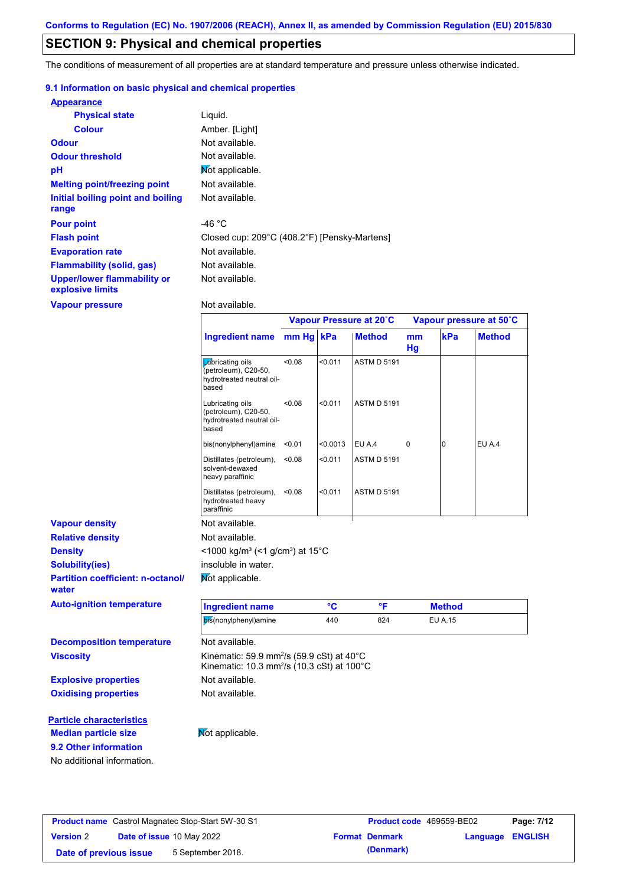Conforms to Regulation (EC) No. 1907/2006 (REACH), Annex II, as amended by Commission Regulation (EU) 2015/830

## SECTION 9: Physical and chemical properties

The conditions of measurement of all properties are at standard temperature and pressure unless otherwise indicated.

### 9.1 Information on basic physical and chemical properties

**Appearance**

| | |
|---|---|
| **Physical state** | Liquid. |
| **Colour** | Amber. [Light] |
| **Odour** | Not available. |
| **Odour threshold** | Not available. |
| **pH** | Not applicable. |
| **Melting point/freezing point** | Not available. |
| **Initial boiling point and boiling range** | Not available. |
| **Pour point** | -46 °C |
| **Flash point** | Closed cup: 209°C (408.2°F) [Pensky-Martens] |
| **Evaporation rate** | Not available. |
| **Flammability (solid, gas)** | Not available. |
| **Upper/lower flammability or explosive limits** | Not available. |
| **Vapour pressure** | Not available. |

| | Vapour Pressure at 20˚C | | | Vapour pressure at 50˚C | | |
|---|---|---|---|---|---|---|
| **Ingredient name** | **mm Hg** | **kPa** | **Method** | **mm Hg** | **kPa** | **Method** |
| Lubricating oils (petroleum), C20-50, hydrotreated neutral oil-based | <0.08 | <0.011 | ASTM D 5191 | | | |
| Lubricating oils (petroleum), C20-50, hydrotreated neutral oil-based | <0.08 | <0.011 | ASTM D 5191 | | | |
| bis(nonylphenyl)amine | <0.01 | <0.0013 | EU A.4 | 0 | 0 | EU A.4 |
| Distillates (petroleum), solvent-dewaxed heavy paraffinic | <0.08 | <0.011 | ASTM D 5191 | | | |
| Distillates (petroleum), hydrotreated heavy paraffinic | <0.08 | <0.011 | ASTM D 5191 | | | |

| | |
|---|---|
| **Vapour density** | Not available. |
| **Relative density** | Not available. |
| **Density** | <1000 kg/m³ (<1 g/cm³) at 15°C |
| **Solubility(ies)** | insoluble in water. |
| **Partition coefficient: n-octanol/ water** | Not applicable. |
| **Auto-ignition temperature** | |

| Ingredient name | °C | °F | Method |
|---|---|---|---|
| bis(nonylphenyl)amine | 440 | 824 | EU A.15 |

| | |
|---|---|
| **Decomposition temperature** | Not available. |
| **Viscosity** | Kinematic: 59.9 mm²/s (59.9 cSt) at 40°C<br>Kinematic: 10.3 mm²/s (10.3 cSt) at 100°C |
| **Explosive properties** | Not available. |
| **Oxidising properties** | Not available. |

**Particle characteristics**

| | |
|---|---|
| **Median particle size** | Not applicable. |

### 9.2 Other information

No additional information.

| | | | |
|---|---|---|---|
| **Product name** Castrol Magnatec Stop-Start 5W-30 S1 | | **Product code** 469559-BE02 | |
| **Version** 2 | **Date of issue** 10 May 2022 | **Format** Denmark (Denmark) | **Language** ENGLISH |
| **Date of previous issue** 5 September 2018. | | | |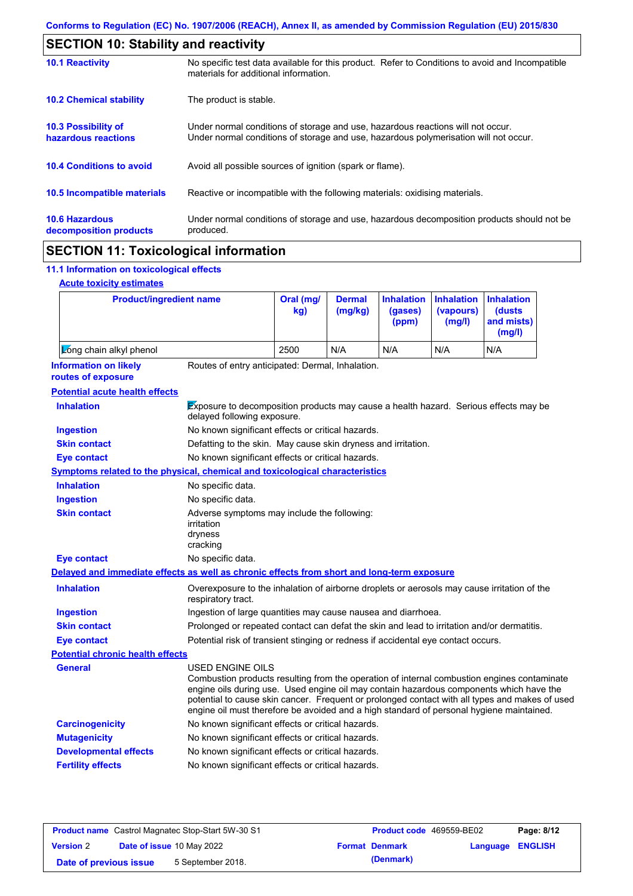Conforms to Regulation (EC) No. 1907/2006 (REACH), Annex II, as amended by Commission Regulation (EU) 2015/830

## SECTION 10: Stability and reactivity

**10.1 Reactivity** No specific test data available for this product. Refer to Conditions to avoid and Incompatible materials for additional information.

**10.2 Chemical stability** The product is stable.

**10.3 Possibility of hazardous reactions** Under normal conditions of storage and use, hazardous reactions will not occur. Under normal conditions of storage and use, hazardous polymerisation will not occur.

**10.4 Conditions to avoid** Avoid all possible sources of ignition (spark or flame).

**10.5 Incompatible materials** Reactive or incompatible with the following materials: oxidising materials.

**10.6 Hazardous decomposition products** Under normal conditions of storage and use, hazardous decomposition products should not be produced.

## SECTION 11: Toxicological information

### 11.1 Information on toxicological effects

**Acute toxicity estimates**

| Product/ingredient name | Oral (mg/kg) | Dermal (mg/kg) | Inhalation (gases) (ppm) | Inhalation (vapours) (mg/l) | Inhalation (dusts and mists) (mg/l) |
|---|---|---|---|---|---|
| Long chain alkyl phenol | 2500 | N/A | N/A | N/A | N/A |

**Information on likely routes of exposure** Routes of entry anticipated: Dermal, Inhalation.

**Potential acute health effects**

**Inhalation** Exposure to decomposition products may cause a health hazard. Serious effects may be delayed following exposure.

**Ingestion** No known significant effects or critical hazards.

**Skin contact** Defatting to the skin. May cause skin dryness and irritation.

**Eye contact** No known significant effects or critical hazards.

**Symptoms related to the physical, chemical and toxicological characteristics**

**Inhalation** No specific data.

**Ingestion** No specific data.

**Skin contact** Adverse symptoms may include the following:
irritation
dryness
cracking

**Eye contact** No specific data.

**Delayed and immediate effects as well as chronic effects from short and long-term exposure**

**Inhalation** Overexposure to the inhalation of airborne droplets or aerosols may cause irritation of the respiratory tract.

**Ingestion** Ingestion of large quantities may cause nausea and diarrhoea.

**Skin contact** Prolonged or repeated contact can defat the skin and lead to irritation and/or dermatitis.

**Eye contact** Potential risk of transient stinging or redness if accidental eye contact occurs.

**Potential chronic health effects**

**General** USED ENGINE OILS
Combustion products resulting from the operation of internal combustion engines contaminate engine oils during use. Used engine oil may contain hazardous components which have the potential to cause skin cancer. Frequent or prolonged contact with all types and makes of used engine oil must therefore be avoided and a high standard of personal hygiene maintained.

**Carcinogenicity** No known significant effects or critical hazards.

**Mutagenicity** No known significant effects or critical hazards.

**Developmental effects** No known significant effects or critical hazards.

**Fertility effects** No known significant effects or critical hazards.

| **Product name** Castrol Magnatec Stop-Start 5W-30 S1 | **Product code** 469559-BE02 | **Page:** 8/12 |
|---|---|---|
| **Version** 2 **Date of issue** 10 May 2022 | **Format** Denmark (Denmark) | **Language** ENGLISH |
| **Date of previous issue** 5 September 2018. | | |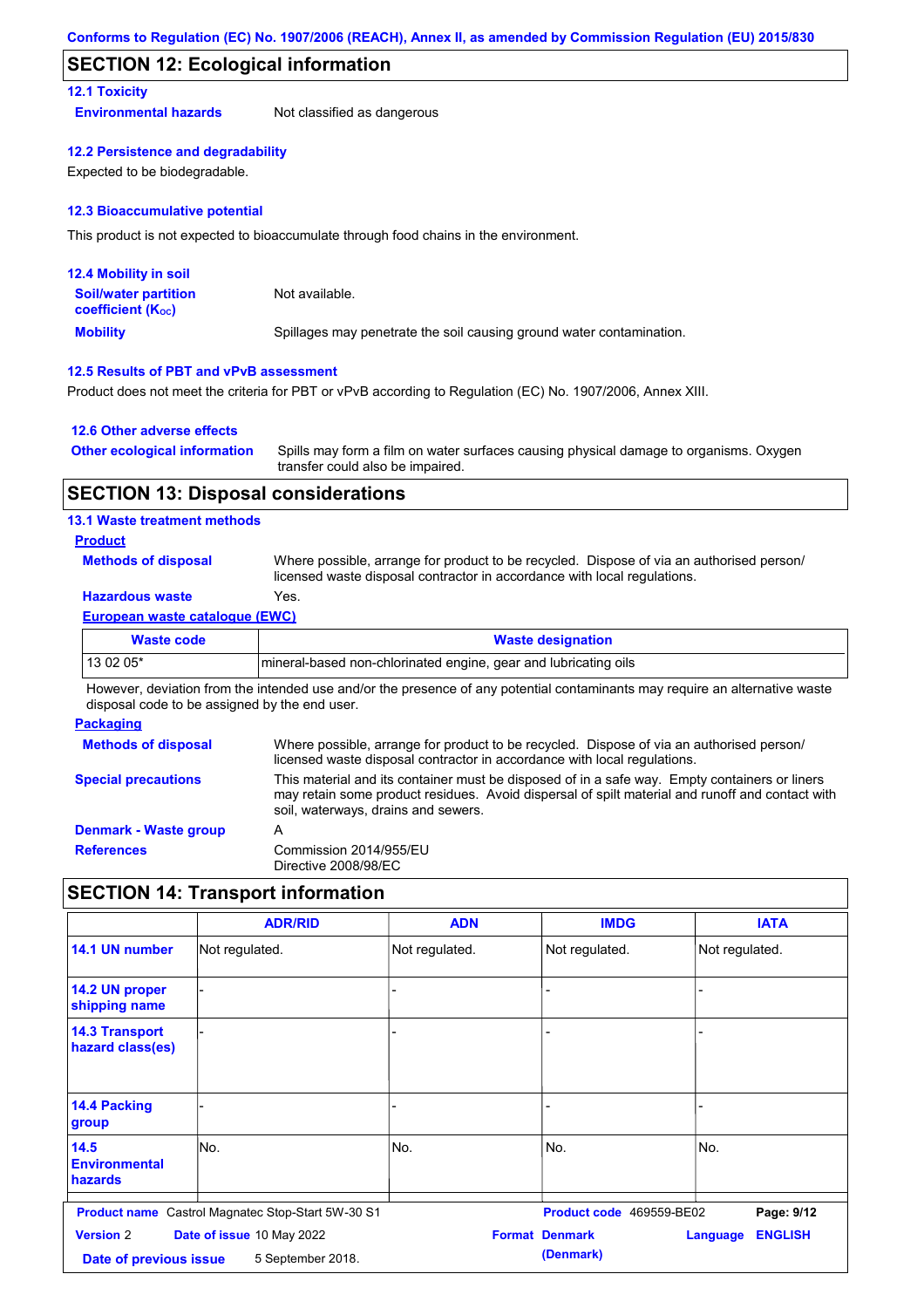## SECTION 12: Ecological information

### 12.1 Toxicity

**Environmental hazards** Not classified as dangerous

### 12.2 Persistence and degradability

Expected to be biodegradable.

### 12.3 Bioaccumulative potential

This product is not expected to bioaccumulate through food chains in the environment.

### 12.4 Mobility in soil

**Soil/water partition coefficient ($K_{OC}$)** Not available.

**Mobility** Spillages may penetrate the soil causing ground water contamination.

### 12.5 Results of PBT and vPvB assessment

Product does not meet the criteria for PBT or vPvB according to Regulation (EC) No. 1907/2006, Annex XIII.

### 12.6 Other adverse effects

**Other ecological information** Spills may form a film on water surfaces causing physical damage to organisms. Oxygen transfer could also be impaired.

## SECTION 13: Disposal considerations

### 13.1 Waste treatment methods

**Product**

**Methods of disposal** Where possible, arrange for product to be recycled. Dispose of via an authorised person/ licensed waste disposal contractor in accordance with local regulations.

**Hazardous waste** Yes.

**European waste catalogue (EWC)**

| Waste code | Waste designation |
|---|---|
| 13 02 05* | mineral-based non-chlorinated engine, gear and lubricating oils |

However, deviation from the intended use and/or the presence of any potential contaminants may require an alternative waste disposal code to be assigned by the end user.

**Packaging**

**Methods of disposal** Where possible, arrange for product to be recycled. Dispose of via an authorised person/ licensed waste disposal contractor in accordance with local regulations.

**Special precautions** This material and its container must be disposed of in a safe way. Empty containers or liners may retain some product residues. Avoid dispersal of spilt material and runoff and contact with soil, waterways, drains and sewers.

**Denmark - Waste group** A

**References** Commission 2014/955/EU
Directive 2008/98/EC

## SECTION 14: Transport information

| | ADR/RID | ADN | IMDG | IATA |
|---|---|---|---|---|
| 14.1 UN number | Not regulated. | Not regulated. | Not regulated. | Not regulated. |
| 14.2 UN proper shipping name | - | - | - | - |
| 14.3 Transport hazard class(es) | - | - | - | - |
| 14.4 Packing group | - | - | - | - |
| 14.5 Environmental hazards | No. | No. | No. | No. |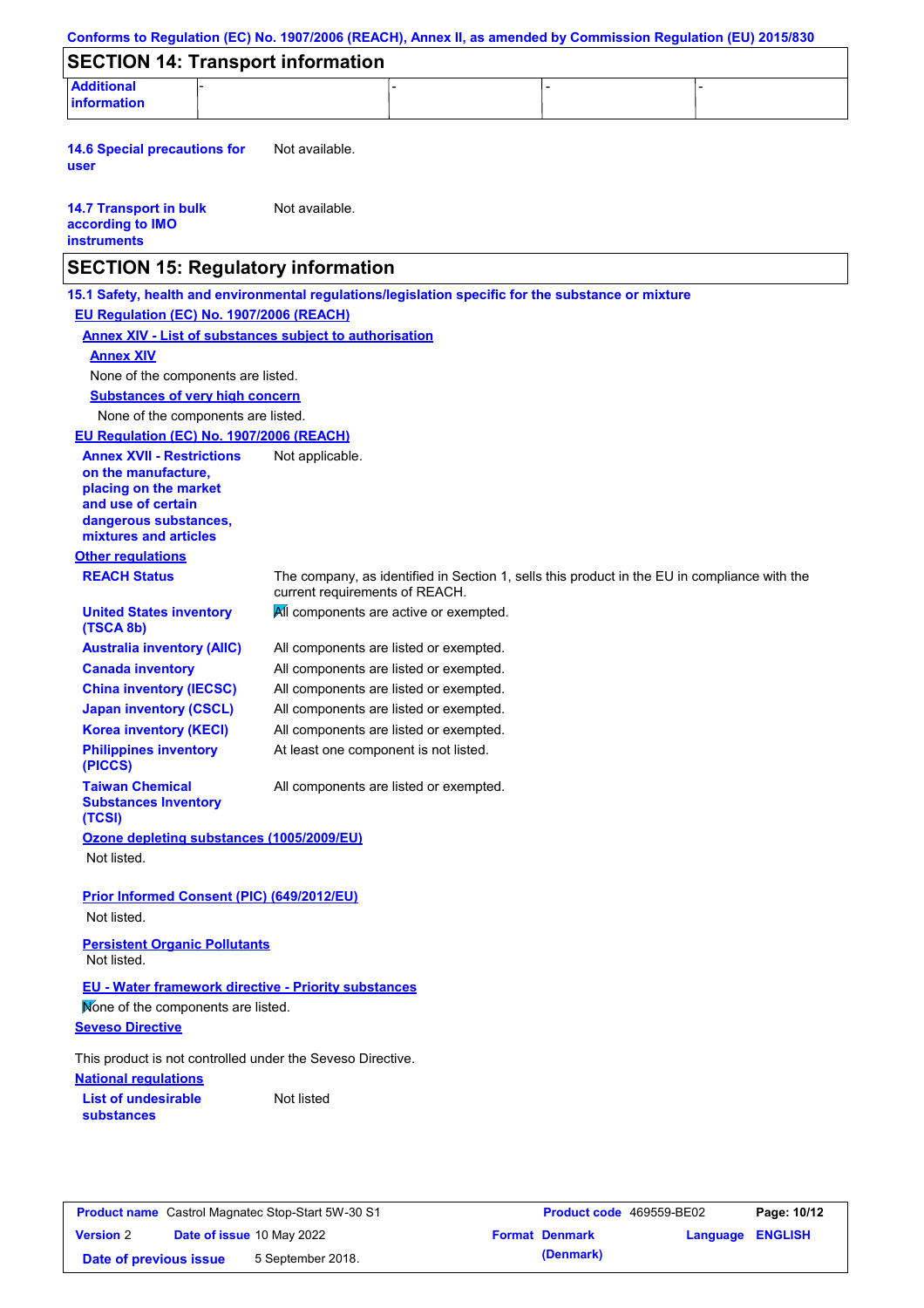Conforms to Regulation (EC) No. 1907/2006 (REACH), Annex II, as amended by Commission Regulation (EU) 2015/830

## SECTION 14: Transport information

| Additional information | - | - | - | - |
|---|---|---|---|---|

**14.6 Special precautions for user** Not available.

**14.7 Transport in bulk according to IMO instruments** Not available.

## SECTION 15: Regulatory information

**15.1 Safety, health and environmental regulations/legislation specific for the substance or mixture**

**EU Regulation (EC) No. 1907/2006 (REACH)**

**Annex XIV - List of substances subject to authorisation**

**Annex XIV**

None of the components are listed.

**Substances of very high concern**

None of the components are listed.

**EU Regulation (EC) No. 1907/2006 (REACH)**

**Annex XVII - Restrictions on the manufacture, placing on the market and use of certain dangerous substances, mixtures and articles** Not applicable.

**Other regulations**

**REACH Status** The company, as identified in Section 1, sells this product in the EU in compliance with the current requirements of REACH.

**United States inventory (TSCA 8b)** All components are active or exempted.

**Australia inventory (AIIC)** All components are listed or exempted.

**Canada inventory** All components are listed or exempted.

**China inventory (IECSC)** All components are listed or exempted.

**Japan inventory (CSCL)** All components are listed or exempted.

**Korea inventory (KECI)** All components are listed or exempted.

**Philippines inventory (PICCS)** At least one component is not listed.

**Taiwan Chemical Substances Inventory (TCSI)** All components are listed or exempted.

**Ozone depleting substances (1005/2009/EU)**

Not listed.

**Prior Informed Consent (PIC) (649/2012/EU)**

Not listed.

**Persistent Organic Pollutants**

Not listed.

**EU - Water framework directive - Priority substances**

None of the components are listed.

**Seveso Directive**

This product is not controlled under the Seveso Directive.

**National regulations**

**List of undesirable substances** Not listed

| Product name | Castrol Magnatec Stop-Start 5W-30 S1 | Product code | 469559-BE02 |
|---|---|---|---|
| Version | 2 | Date of issue | 10 May 2022 |
| Format | Denmark (Denmark) | Language | ENGLISH |
| Date of previous issue | 5 September 2018. | | |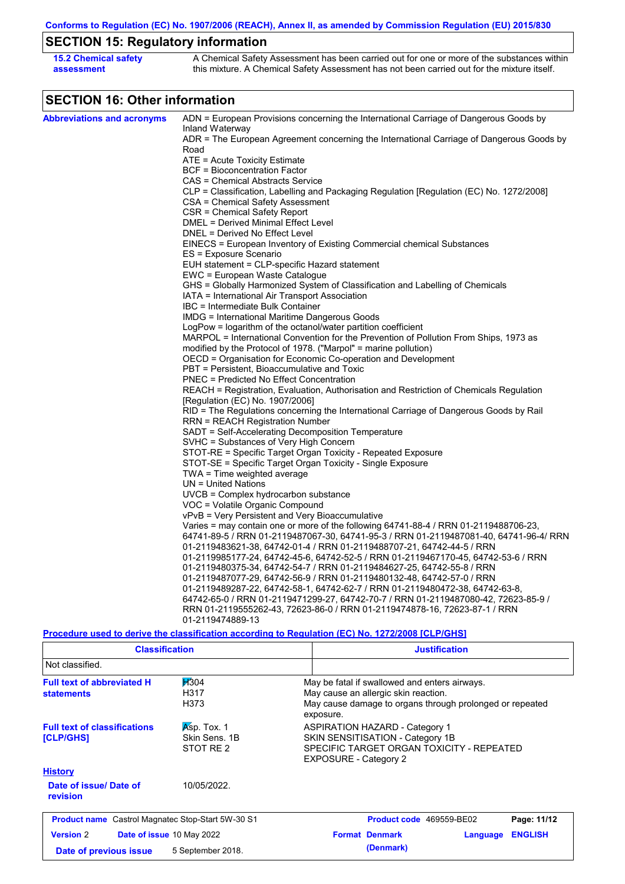Conforms to Regulation (EC) No. 1907/2006 (REACH), Annex II, as amended by Commission Regulation (EU) 2015/830

## SECTION 15: Regulatory information

**15.2 Chemical safety assessment**

A Chemical Safety Assessment has been carried out for one or more of the substances within this mixture. A Chemical Safety Assessment has not been carried out for the mixture itself.

## SECTION 16: Other information

**Abbreviations and acronyms**

ADN = European Provisions concerning the International Carriage of Dangerous Goods by Inland Waterway
ADR = The European Agreement concerning the International Carriage of Dangerous Goods by Road
ATE = Acute Toxicity Estimate
BCF = Bioconcentration Factor
CAS = Chemical Abstracts Service
CLP = Classification, Labelling and Packaging Regulation [Regulation (EC) No. 1272/2008]
CSA = Chemical Safety Assessment
CSR = Chemical Safety Report
DMEL = Derived Minimal Effect Level
DNEL = Derived No Effect Level
EINECS = European Inventory of Existing Commercial chemical Substances
ES = Exposure Scenario
EUH statement = CLP-specific Hazard statement
EWC = European Waste Catalogue
GHS = Globally Harmonized System of Classification and Labelling of Chemicals
IATA = International Air Transport Association
IBC = Intermediate Bulk Container
IMDG = International Maritime Dangerous Goods
LogPow = logarithm of the octanol/water partition coefficient
MARPOL = International Convention for the Prevention of Pollution From Ships, 1973 as modified by the Protocol of 1978. ("Marpol" = marine pollution)
OECD = Organisation for Economic Co-operation and Development
PBT = Persistent, Bioaccumulative and Toxic
PNEC = Predicted No Effect Concentration
REACH = Registration, Evaluation, Authorisation and Restriction of Chemicals Regulation [Regulation (EC) No. 1907/2006]
RID = The Regulations concerning the International Carriage of Dangerous Goods by Rail
RRN = REACH Registration Number
SADT = Self-Accelerating Decomposition Temperature
SVHC = Substances of Very High Concern
STOT-RE = Specific Target Organ Toxicity - Repeated Exposure
STOT-SE = Specific Target Organ Toxicity - Single Exposure
TWA = Time weighted average
UN = United Nations
UVCB = Complex hydrocarbon substance
VOC = Volatile Organic Compound
vPvB = Very Persistent and Very Bioaccumulative
Varies = may contain one or more of the following 64741-88-4 / RRN 01-2119488706-23, 64741-89-5 / RRN 01-2119487067-30, 64741-95-3 / RRN 01-2119487081-40, 64741-96-4/ RRN 01-2119483621-38, 64742-01-4 / RRN 01-2119488707-21, 64742-44-5 / RRN 01-2119985177-24, 64742-45-6, 64742-52-5 / RRN 01-2119467170-45, 64742-53-6 / RRN 01-2119480375-34, 64742-54-7 / RRN 01-2119484627-25, 64742-55-8 / RRN 01-2119487077-29, 64742-56-9 / RRN 01-2119480132-48, 64742-57-0 / RRN 01-2119489287-22, 64742-58-1, 64742-62-7 / RRN 01-2119480472-38, 64742-63-8, 64742-65-0 / RRN 01-2119471299-27, 64742-70-7 / RRN 01-2119487080-42, 72623-85-9 / RRN 01-2119555262-43, 72623-86-0 / RRN 01-2119474878-16, 72623-87-1 / RRN 01-2119474889-13

**Procedure used to derive the classification according to Regulation (EC) No. 1272/2008 [CLP/GHS]**

| Classification | Justification |
|---|---|
| Not classified. | |

**Full text of abbreviated H statements**

| | |
|---|---|
| H304 | May be fatal if swallowed and enters airways. |
| H317 | May cause an allergic skin reaction. |
| H373 | May cause damage to organs through prolonged or repeated exposure. |

**Full text of classifications [CLP/GHS]**

| | |
|---|---|
| Asp. Tox. 1 | ASPIRATION HAZARD - Category 1 |
| Skin Sens. 1B | SKIN SENSITISATION - Category 1B |
| STOT RE 2 | SPECIFIC TARGET ORGAN TOXICITY - REPEATED EXPOSURE - Category 2 |

**History**

**Date of issue/ Date of revision** 10/05/2022.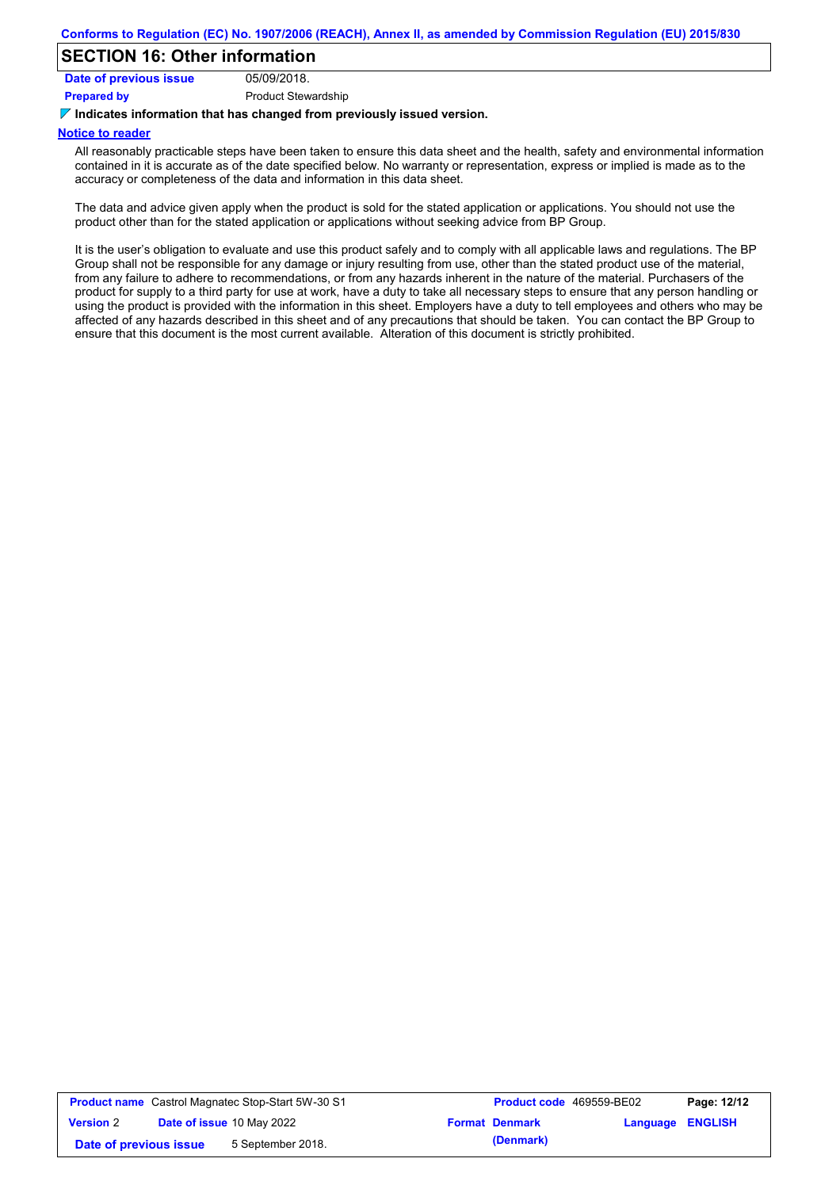## SECTION 16: Other information

**Date of previous issue** 05/09/2018.

**Prepared by** Product Stewardship

▼ **Indicates information that has changed from previously issued version.**

**Notice to reader**

All reasonably practicable steps have been taken to ensure this data sheet and the health, safety and environmental information contained in it is accurate as of the date specified below. No warranty or representation, express or implied is made as to the accuracy or completeness of the data and information in this data sheet.

The data and advice given apply when the product is sold for the stated application or applications. You should not use the product other than for the stated application or applications without seeking advice from BP Group.

It is the user's obligation to evaluate and use this product safely and to comply with all applicable laws and regulations. The BP Group shall not be responsible for any damage or injury resulting from use, other than the stated product use of the material, from any failure to adhere to recommendations, or from any hazards inherent in the nature of the material. Purchasers of the product for supply to a third party for use at work, have a duty to take all necessary steps to ensure that any person handling or using the product is provided with the information in this sheet. Employers have a duty to tell employees and others who may be affected of any hazards described in this sheet and of any precautions that should be taken. You can contact the BP Group to ensure that this document is the most current available. Alteration of this document is strictly prohibited.